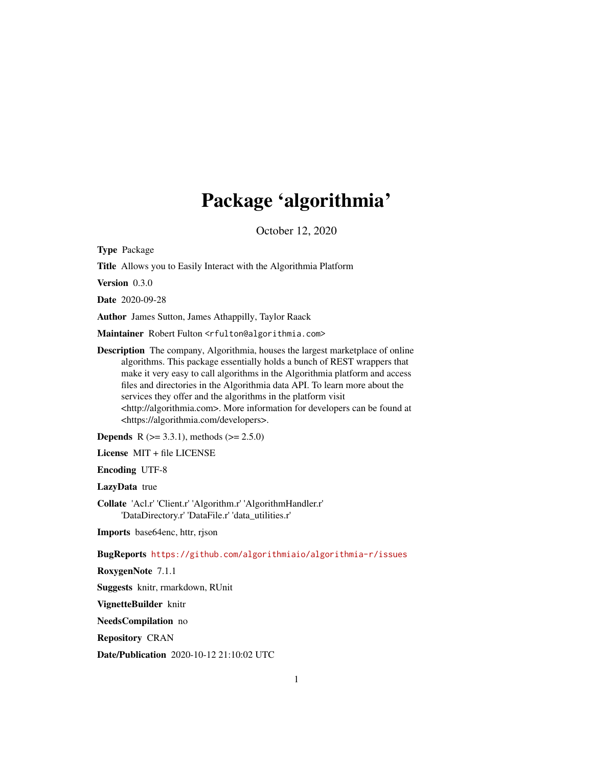# Package 'algorithmia'

October 12, 2020

**Type** Package

**Title** Allows you to Easily Interact with the Algorithmia Platform

**Version** 0.3.0

**Date** 2020-09-28

**Author** James Sutton, James Athappilly, Taylor Raack

**Maintainer** Robert Fulton <rfulton@algorithmia.com>

**Description** The company, Algorithmia, houses the largest marketplace of online algorithms. This package essentially holds a bunch of REST wrappers that make it very easy to call algorithms in the Algorithmia platform and access files and directories in the Algorithmia data API. To learn more about the services they offer and the algorithms in the platform visit <http://algorithmia.com>. More information for developers can be found at <https://algorithmia.com/developers>.

**Depends** R (>= 3.3.1), methods (>= 2.5.0)

**License** MIT + file LICENSE

**Encoding** UTF-8

**LazyData** true

**Collate** 'Acl.r' 'Client.r' 'Algorithm.r' 'AlgorithmHandler.r' 'DataDirectory.r' 'DataFile.r' 'data_utilities.r'

**Imports** base64enc, httr, rjson

**BugReports** https://github.com/algorithmiaio/algorithmia-r/issues

**RoxygenNote** 7.1.1

**Suggests** knitr, rmarkdown, RUnit

**VignetteBuilder** knitr

**NeedsCompilation** no

**Repository** CRAN

**Date/Publication** 2020-10-12 21:10:02 UTC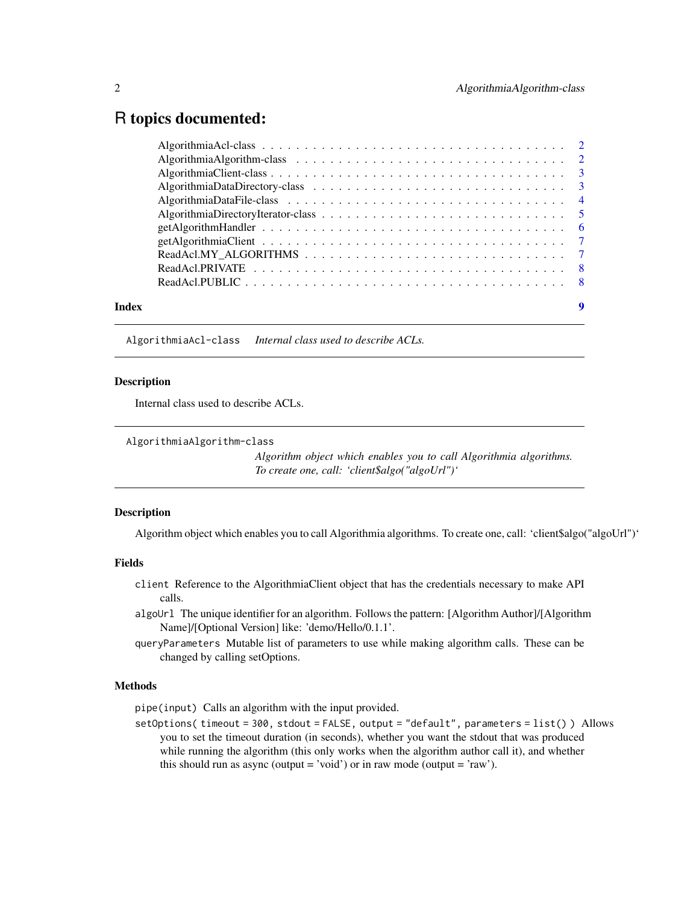# R topics documented:

AlgorithmiaAcl-class . . . . . . . . . . . . . . . . . . . . . . . . . . . . . . . . . . 2
AlgorithmiaAlgorithm-class . . . . . . . . . . . . . . . . . . . . . . . . . . . . . . 2
AlgorithmiaClient-class . . . . . . . . . . . . . . . . . . . . . . . . . . . . . . . . 3
AlgorithmiaDataDirectory-class . . . . . . . . . . . . . . . . . . . . . . . . . . . . 3
AlgorithmiaDataFile-class . . . . . . . . . . . . . . . . . . . . . . . . . . . . . . . 4
AlgorithmiaDirectoryIterator-class . . . . . . . . . . . . . . . . . . . . . . . . . . . 5
getAlgorithmHandler . . . . . . . . . . . . . . . . . . . . . . . . . . . . . . . . . . 6
getAlgorithmiaClient . . . . . . . . . . . . . . . . . . . . . . . . . . . . . . . . . . 7
ReadAcl.MY_ALGORITHMS . . . . . . . . . . . . . . . . . . . . . . . . . . . . . . . 7
ReadAcl.PRIVATE . . . . . . . . . . . . . . . . . . . . . . . . . . . . . . . . . . . 8
ReadAcl.PUBLIC . . . . . . . . . . . . . . . . . . . . . . . . . . . . . . . . . . . . 8

**Index** **9**

---

`AlgorithmiaAcl-class` *Internal class used to describe ACLs.*

---

### Description

Internal class used to describe ACLs.

---

`AlgorithmiaAlgorithm-class`

*Algorithm object which enables you to call Algorithmia algorithms. To create one, call: 'client$algo("algoUrl")'*

---

### Description

Algorithm object which enables you to call Algorithmia algorithms. To create one, call: 'client$algo("algoUrl")'

### Fields

`client` Reference to the AlgorithmiaClient object that has the credentials necessary to make API calls.

`algoUrl` The unique identifier for an algorithm. Follows the pattern: [Algorithm Author]/[Algorithm Name]/[Optional Version] like: 'demo/Hello/0.1.1'.

`queryParameters` Mutable list of parameters to use while making algorithm calls. These can be changed by calling setOptions.

### Methods

`pipe(input)` Calls an algorithm with the input provided.

`setOptions( timeout = 300, stdout = FALSE, output = "default", parameters = list() )` Allows you to set the timeout duration (in seconds), whether you want the stdout that was produced while running the algorithm (this only works when the algorithm author call it), and whether this should run as async (output = 'void') or in raw mode (output = 'raw').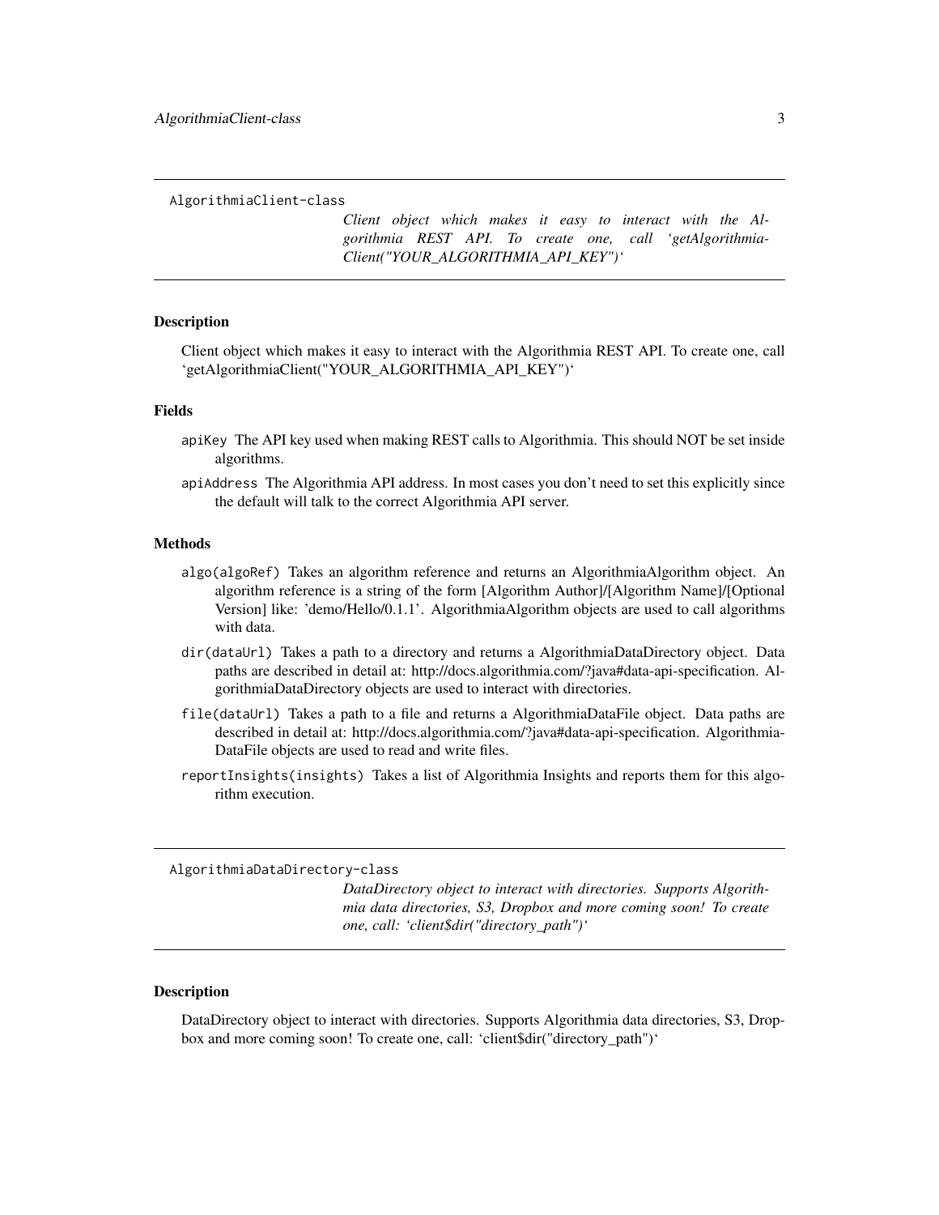`AlgorithmiaClient-class`

*Client object which makes it easy to interact with the Algorithmia REST API. To create one, call ‘getAlgorithmiaClient("YOUR_ALGORITHMIA_API_KEY")‘*

## Description

Client object which makes it easy to interact with the Algorithmia REST API. To create one, call ‘getAlgorithmiaClient("YOUR_ALGORITHMIA_API_KEY")‘

## Fields

- `apiKey` The API key used when making REST calls to Algorithmia. This should NOT be set inside algorithms.
- `apiAddress` The Algorithmia API address. In most cases you don’t need to set this explicitly since the default will talk to the correct Algorithmia API server.

## Methods

- `algo(algoRef)` Takes an algorithm reference and returns an AlgorithmiaAlgorithm object. An algorithm reference is a string of the form [Algorithm Author]/[Algorithm Name]/[Optional Version] like: 'demo/Hello/0.1.1'. AlgorithmiaAlgorithm objects are used to call algorithms with data.
- `dir(dataUrl)` Takes a path to a directory and returns a AlgorithmiaDataDirectory object. Data paths are described in detail at: http://docs.algorithmia.com/?java#data-api-specification. AlgorithmiaDataDirectory objects are used to interact with directories.
- `file(dataUrl)` Takes a path to a file and returns a AlgorithmiaDataFile object. Data paths are described in detail at: http://docs.algorithmia.com/?java#data-api-specification. AlgorithmiaDataFile objects are used to read and write files.
- `reportInsights(insights)` Takes a list of Algorithmia Insights and reports them for this algorithm execution.

---

`AlgorithmiaDataDirectory-class`

*DataDirectory object to interact with directories. Supports Algorithmia data directories, S3, Dropbox and more coming soon! To create one, call: ‘client$dir("directory_path")‘*

## Description

DataDirectory object to interact with directories. Supports Algorithmia data directories, S3, Dropbox and more coming soon! To create one, call: ‘client$dir("directory_path")‘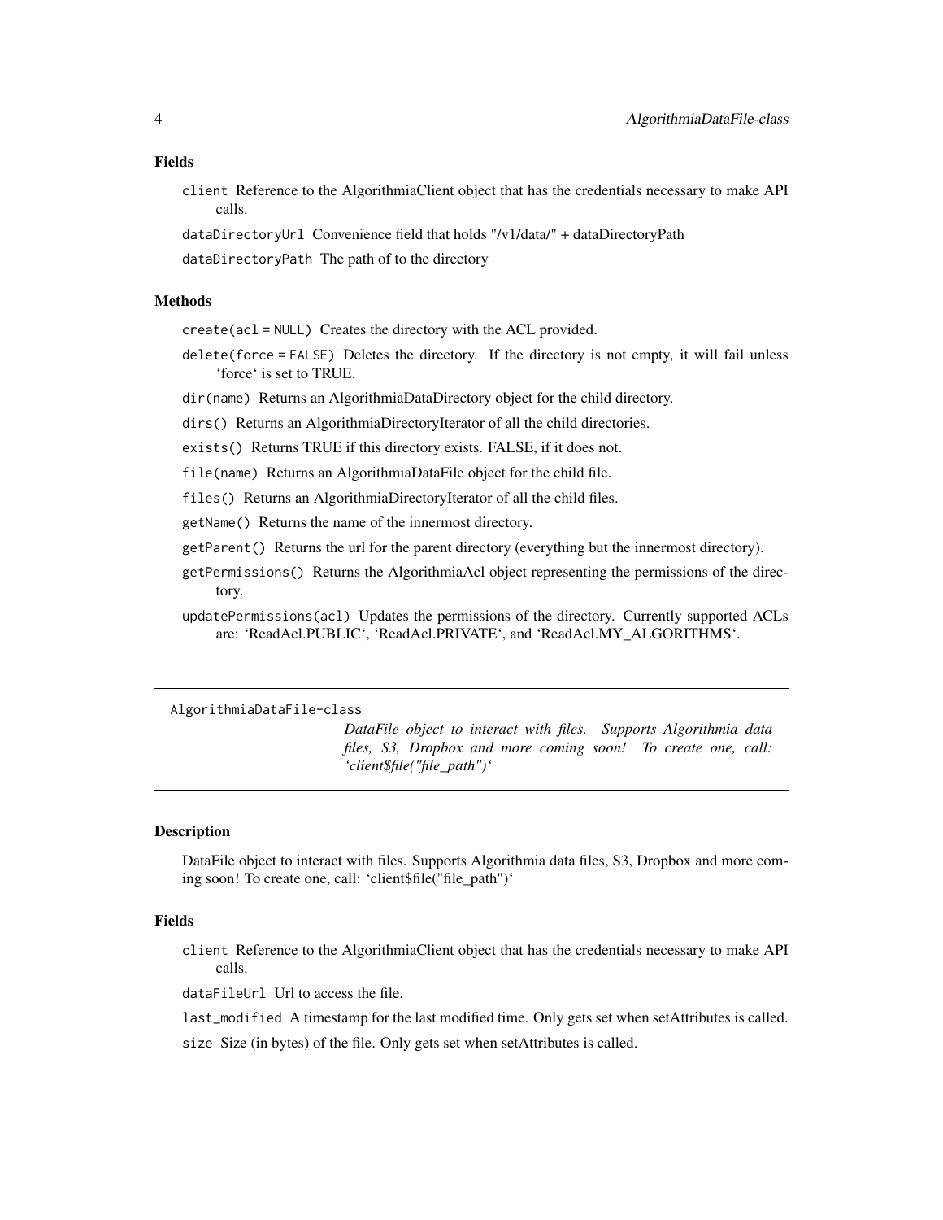### Fields

`client` Reference to the AlgorithmiaClient object that has the credentials necessary to make API calls.

`dataDirectoryUrl` Convenience field that holds "/v1/data/" + dataDirectoryPath

`dataDirectoryPath` The path of to the directory

### Methods

`create(acl = NULL)` Creates the directory with the ACL provided.

`delete(force = FALSE)` Deletes the directory. If the directory is not empty, it will fail unless 'force' is set to TRUE.

`dir(name)` Returns an AlgorithmiaDataDirectory object for the child directory.

`dirs()` Returns an AlgorithmiaDirectoryIterator of all the child directories.

`exists()` Returns TRUE if this directory exists. FALSE, if it does not.

`file(name)` Returns an AlgorithmiaDataFile object for the child file.

`files()` Returns an AlgorithmiaDirectoryIterator of all the child files.

`getName()` Returns the name of the innermost directory.

`getParent()` Returns the url for the parent directory (everything but the innermost directory).

`getPermissions()` Returns the AlgorithmiaAcl object representing the permissions of the directory.

`updatePermissions(acl)` Updates the permissions of the directory. Currently supported ACLs are: 'ReadAcl.PUBLIC', 'ReadAcl.PRIVATE', and 'ReadAcl.MY_ALGORITHMS'.

---

## AlgorithmiaDataFile-class

*DataFile object to interact with files. Supports Algorithmia data files, S3, Dropbox and more coming soon! To create one, call: 'client$file("file_path")'*

---

### Description

DataFile object to interact with files. Supports Algorithmia data files, S3, Dropbox and more coming soon! To create one, call: 'client$file("file_path")'

### Fields

`client` Reference to the AlgorithmiaClient object that has the credentials necessary to make API calls.

`dataFileUrl` Url to access the file.

`last_modified` A timestamp for the last modified time. Only gets set when setAttributes is called.

`size` Size (in bytes) of the file. Only gets set when setAttributes is called.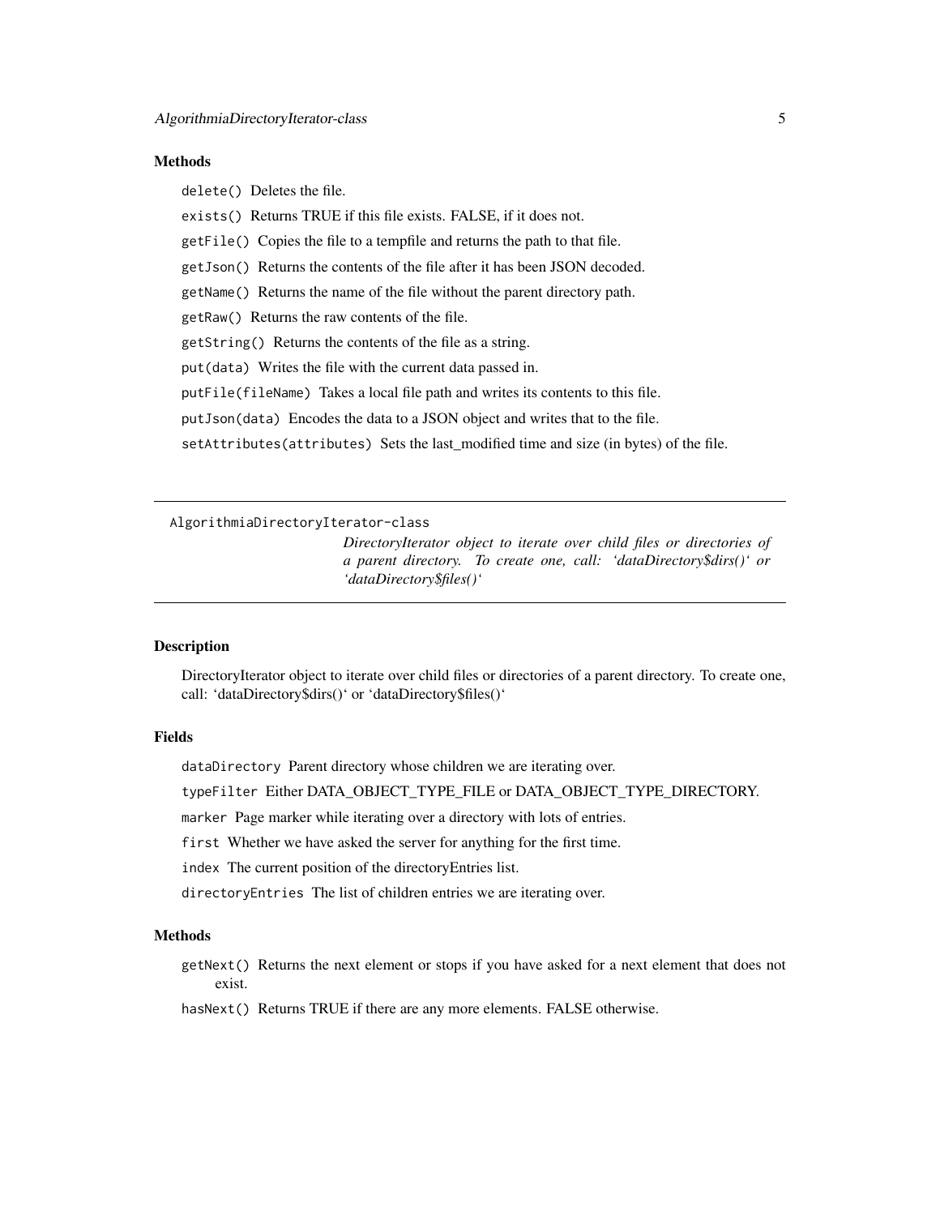### Methods

`delete()` Deletes the file.

`exists()` Returns TRUE if this file exists. FALSE, if it does not.

`getFile()` Copies the file to a tempfile and returns the path to that file.

`getJson()` Returns the contents of the file after it has been JSON decoded.

`getName()` Returns the name of the file without the parent directory path.

`getRaw()` Returns the raw contents of the file.

`getString()` Returns the contents of the file as a string.

`put(data)` Writes the file with the current data passed in.

`putFile(fileName)` Takes a local file path and writes its contents to this file.

`putJson(data)` Encodes the data to a JSON object and writes that to the file.

`setAttributes(attributes)` Sets the last_modified time and size (in bytes) of the file.

---

## `AlgorithmiaDirectoryIterator-class` 

*DirectoryIterator object to iterate over child files or directories of a parent directory. To create one, call: 'dataDirectory$dirs()' or 'dataDirectory$files()'*

---

### Description

DirectoryIterator object to iterate over child files or directories of a parent directory. To create one, call: 'dataDirectory$dirs()' or 'dataDirectory$files()'

### Fields

`dataDirectory` Parent directory whose children we are iterating over.

`typeFilter` Either DATA_OBJECT_TYPE_FILE or DATA_OBJECT_TYPE_DIRECTORY.

`marker` Page marker while iterating over a directory with lots of entries.

`first` Whether we have asked the server for anything for the first time.

`index` The current position of the directoryEntries list.

`directoryEntries` The list of children entries we are iterating over.

### Methods

`getNext()` Returns the next element or stops if you have asked for a next element that does not exist.

`hasNext()` Returns TRUE if there are any more elements. FALSE otherwise.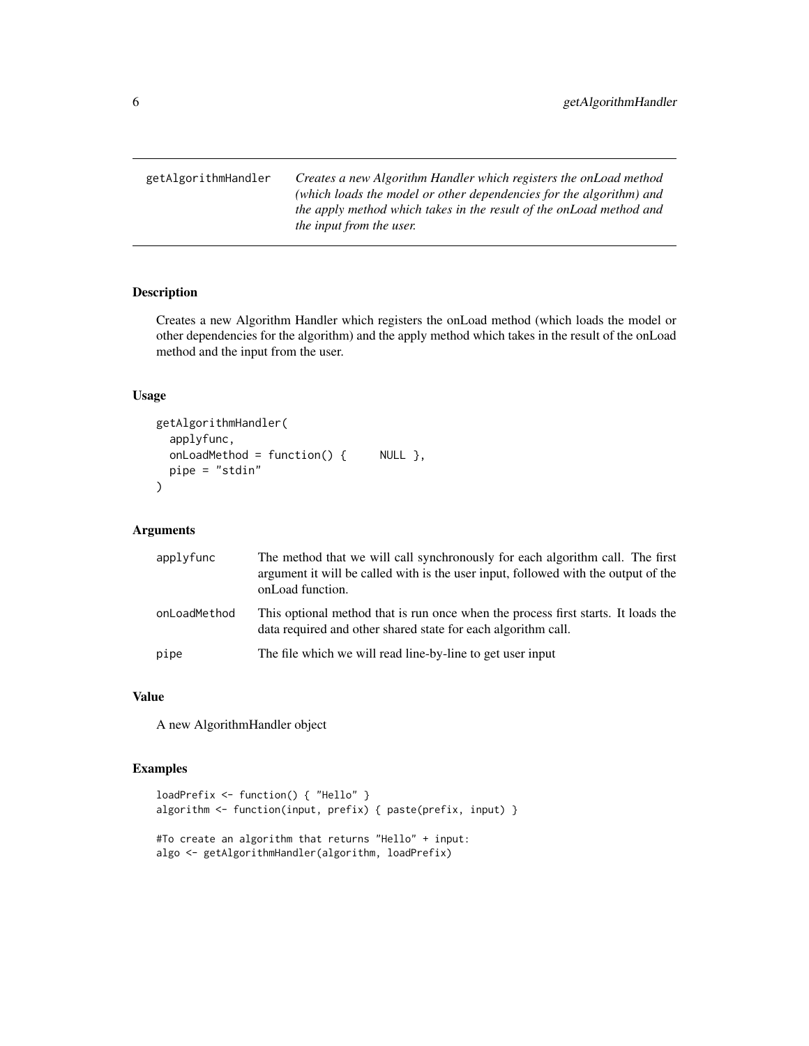getAlgorithmHandler *Creates a new Algorithm Handler which registers the onLoad method (which loads the model or other dependencies for the algorithm) and the apply method which takes in the result of the onLoad method and the input from the user.*

### Description

Creates a new Algorithm Handler which registers the onLoad method (which loads the model or other dependencies for the algorithm) and the apply method which takes in the result of the onLoad method and the input from the user.

### Usage

```
getAlgorithmHandler(
  applyfunc,
  onLoadMethod = function() {      NULL },
  pipe = "stdin"
)
```

### Arguments

| | |
|---|---|
| applyfunc | The method that we will call synchronously for each algorithm call. The first argument it will be called with is the user input, followed with the output of the onLoad function. |
| onLoadMethod | This optional method that is run once when the process first starts. It loads the data required and other shared state for each algorithm call. |
| pipe | The file which we will read line-by-line to get user input |

### Value

A new AlgorithmHandler object

### Examples

```
loadPrefix <- function() { "Hello" }
algorithm <- function(input, prefix) { paste(prefix, input) }

#To create an algorithm that returns "Hello" + input:
algo <- getAlgorithmHandler(algorithm, loadPrefix)
```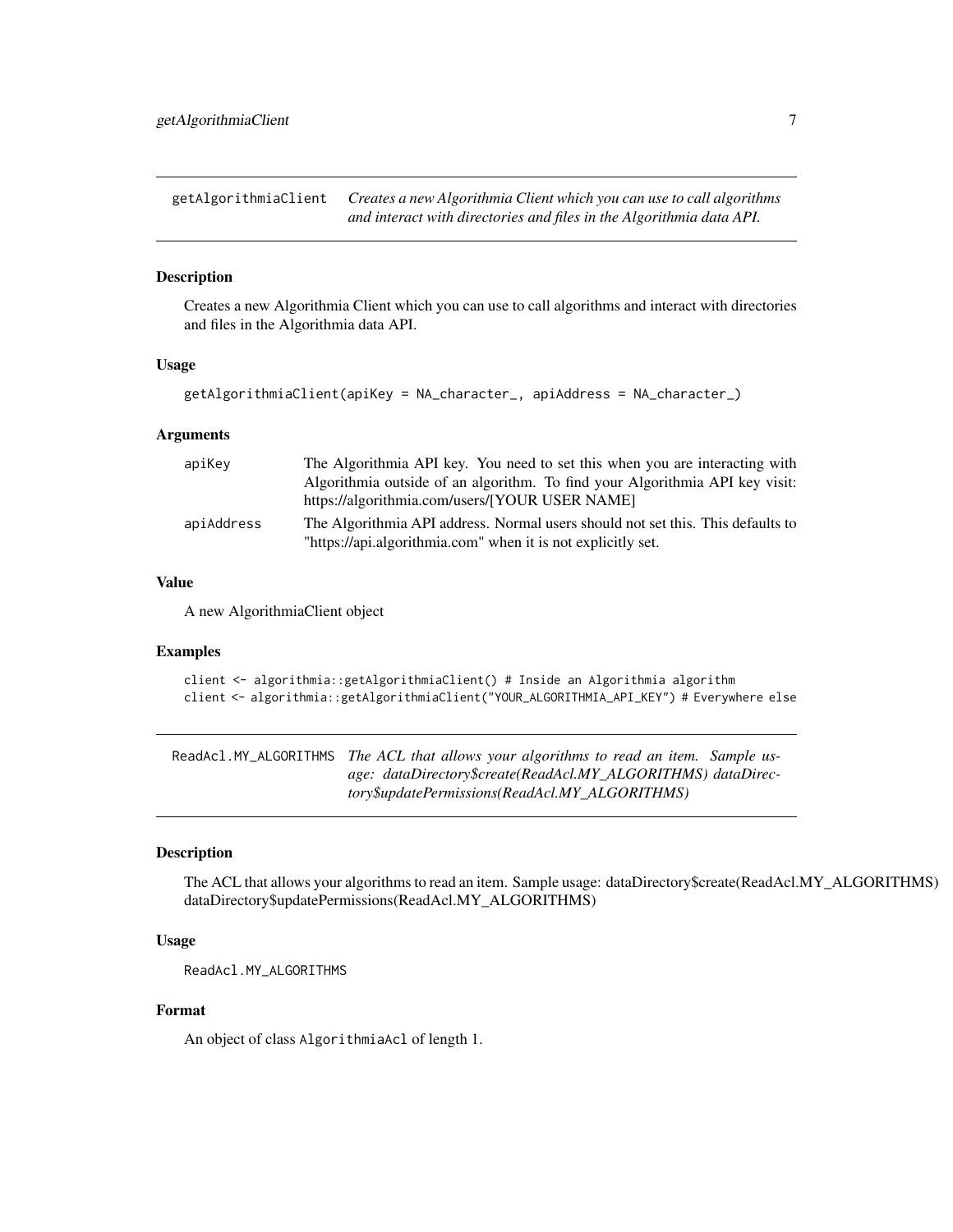## getAlgorithmiaClient

*Creates a new Algorithmia Client which you can use to call algorithms and interact with directories and files in the Algorithmia data API.*

### Description

Creates a new Algorithmia Client which you can use to call algorithms and interact with directories and files in the Algorithmia data API.

### Usage

```
getAlgorithmiaClient(apiKey = NA_character_, apiAddress = NA_character_)
```

### Arguments

| | |
|---|---|
| apiKey | The Algorithmia API key. You need to set this when you are interacting with Algorithmia outside of an algorithm. To find your Algorithmia API key visit: https://algorithmia.com/users/[YOUR USER NAME] |
| apiAddress | The Algorithmia API address. Normal users should not set this. This defaults to "https://api.algorithmia.com" when it is not explicitly set. |

### Value

A new AlgorithmiaClient object

### Examples

```
client <- algorithmia::getAlgorithmiaClient() # Inside an Algorithmia algorithm
client <- algorithmia::getAlgorithmiaClient("YOUR_ALGORITHMIA_API_KEY") # Everywhere else
```

## ReadAcl.MY_ALGORITHMS

*The ACL that allows your algorithms to read an item. Sample usage: dataDirectory$create(ReadAcl.MY_ALGORITHMS) dataDirectory$updatePermissions(ReadAcl.MY_ALGORITHMS)*

### Description

The ACL that allows your algorithms to read an item. Sample usage: dataDirectory$create(ReadAcl.MY_ALGORITHMS) dataDirectory$updatePermissions(ReadAcl.MY_ALGORITHMS)

### Usage

```
ReadAcl.MY_ALGORITHMS
```

### Format

An object of class `AlgorithmiaAcl` of length 1.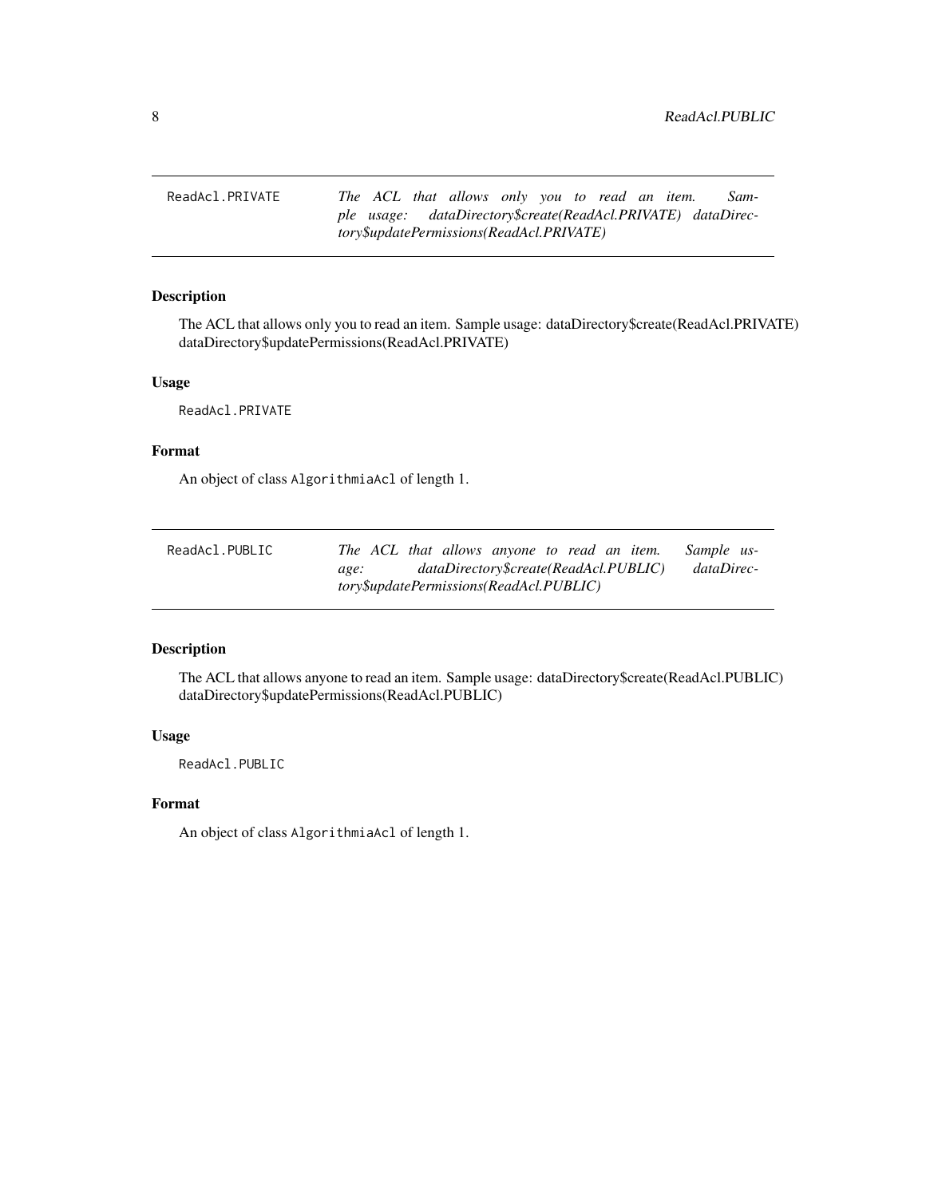## ReadAcl.PRIVATE

*The ACL that allows only you to read an item. Sample usage: dataDirectory$create(ReadAcl.PRIVATE) dataDirectory$updatePermissions(ReadAcl.PRIVATE)*

### Description

The ACL that allows only you to read an item. Sample usage: dataDirectory$create(ReadAcl.PRIVATE) dataDirectory$updatePermissions(ReadAcl.PRIVATE)

### Usage

```
ReadAcl.PRIVATE
```

### Format

An object of class `AlgorithmiaAcl` of length 1.

## ReadAcl.PUBLIC

*The ACL that allows anyone to read an item. Sample usage: dataDirectory$create(ReadAcl.PUBLIC) dataDirectory$updatePermissions(ReadAcl.PUBLIC)*

### Description

The ACL that allows anyone to read an item. Sample usage: dataDirectory$create(ReadAcl.PUBLIC) dataDirectory$updatePermissions(ReadAcl.PUBLIC)

### Usage

```
ReadAcl.PUBLIC
```

### Format

An object of class `AlgorithmiaAcl` of length 1.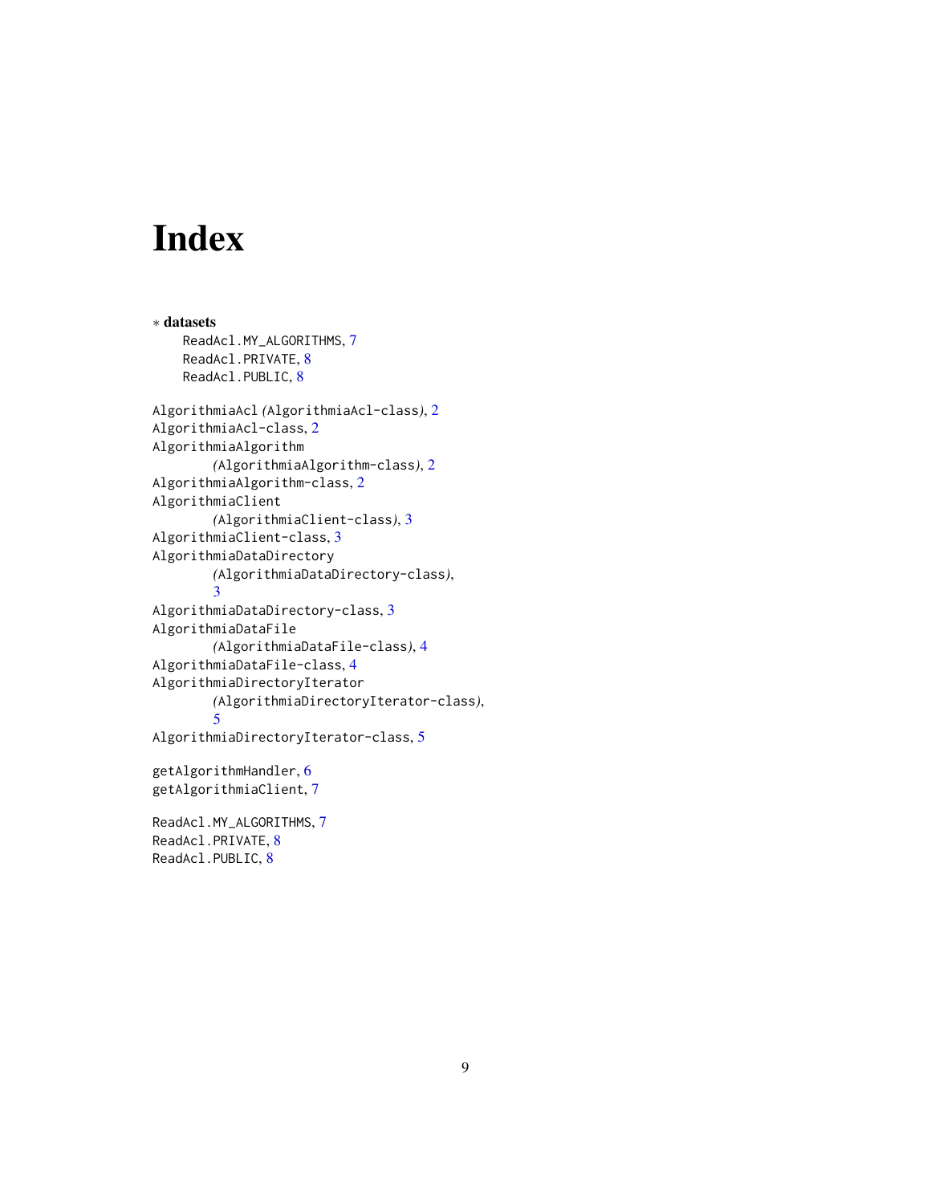# Index

* **datasets**
    - ReadAcl.MY_ALGORITHMS, 7
    - ReadAcl.PRIVATE, 8
    - ReadAcl.PUBLIC, 8

AlgorithmiaAcl *(*AlgorithmiaAcl-class*)*, 2
AlgorithmiaAcl-class, 2
AlgorithmiaAlgorithm *(*AlgorithmiaAlgorithm-class*)*, 2
AlgorithmiaAlgorithm-class, 2
AlgorithmiaClient *(*AlgorithmiaClient-class*)*, 3
AlgorithmiaClient-class, 3
AlgorithmiaDataDirectory *(*AlgorithmiaDataDirectory-class*)*, 3
AlgorithmiaDataDirectory-class, 3
AlgorithmiaDataFile *(*AlgorithmiaDataFile-class*)*, 4
AlgorithmiaDataFile-class, 4
AlgorithmiaDirectoryIterator *(*AlgorithmiaDirectoryIterator-class*)*, 5
AlgorithmiaDirectoryIterator-class, 5

getAlgorithmHandler, 6
getAlgorithmiaClient, 7

ReadAcl.MY_ALGORITHMS, 7
ReadAcl.PRIVATE, 8
ReadAcl.PUBLIC, 8